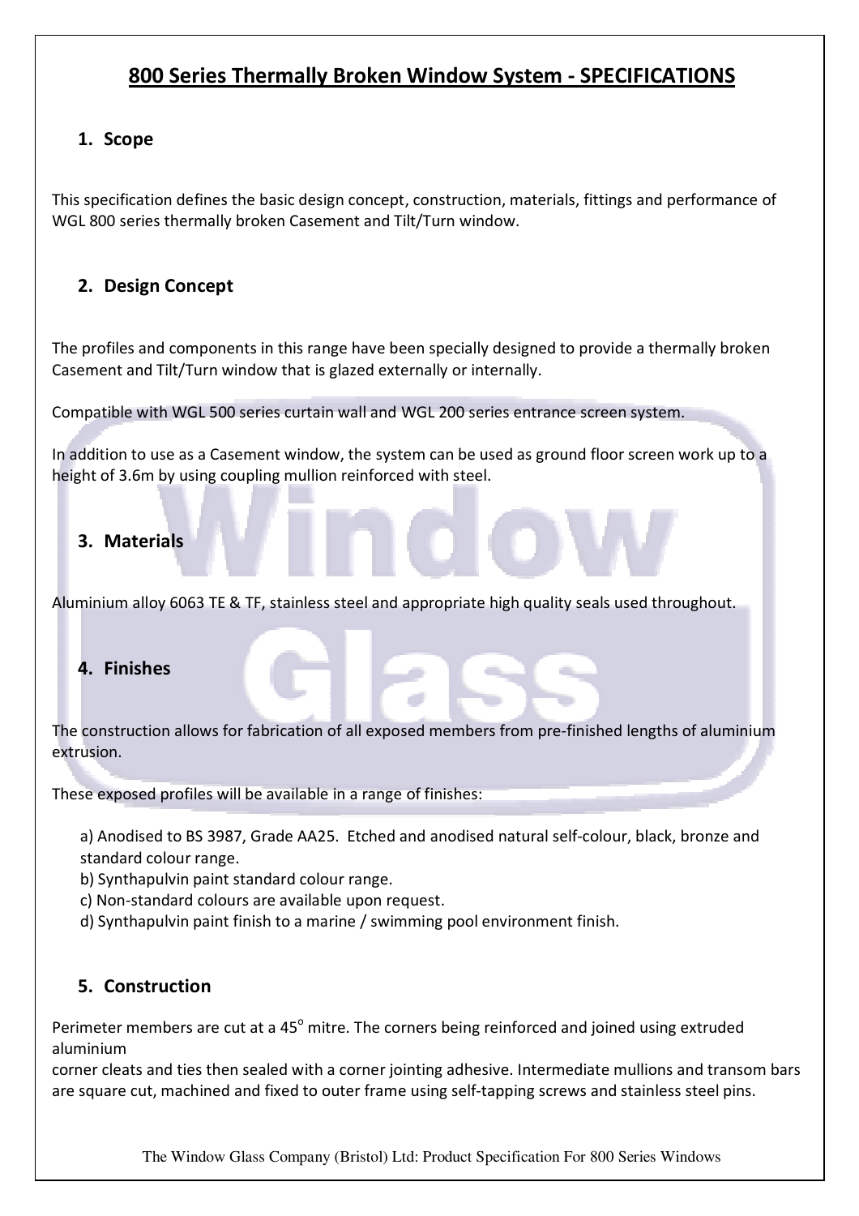# 800 Series Thermally Broken Window System - SPECIFICATIONS

## 1. Scope

This specification defines the basic design concept, construction, materials, fittings and performance of WGL 800 series thermally broken Casement and Tilt/Turn window.

## 2. Design Concept

The profiles and components in this range have been specially designed to provide a thermally broken Casement and Tilt/Turn window that is glazed externally or internally.

Compatible with WGL 500 series curtain wall and WGL 200 series entrance screen system.

In addition to use as a Casement window, the system can be used as ground floor screen work up to a height of 3.6m by using coupling mullion reinforced with steel.

## 3. Materials

Aluminium alloy 6063 TE & TF, stainless steel and appropriate high quality seals used throughout.

## 4. Finishes

The construction allows for fabrication of all exposed members from pre-finished lengths of aluminium extrusion.

These exposed profiles will be available in a range of finishes:

a) Anodised to BS 3987, Grade AA25. Etched and anodised natural self-colour, black, bronze and standard colour range.
b) Synthapulvin paint standard colour range.
c) Non-standard colours are available upon request.
d) Synthapulvin paint finish to a marine / swimming pool environment finish.

## 5. Construction

Perimeter members are cut at a 45$^{o}$ mitre. The corners being reinforced and joined using extruded aluminium corner cleats and ties then sealed with a corner jointing adhesive. Intermediate mullions and transom bars are square cut, machined and fixed to outer frame using self-tapping screws and stainless steel pins.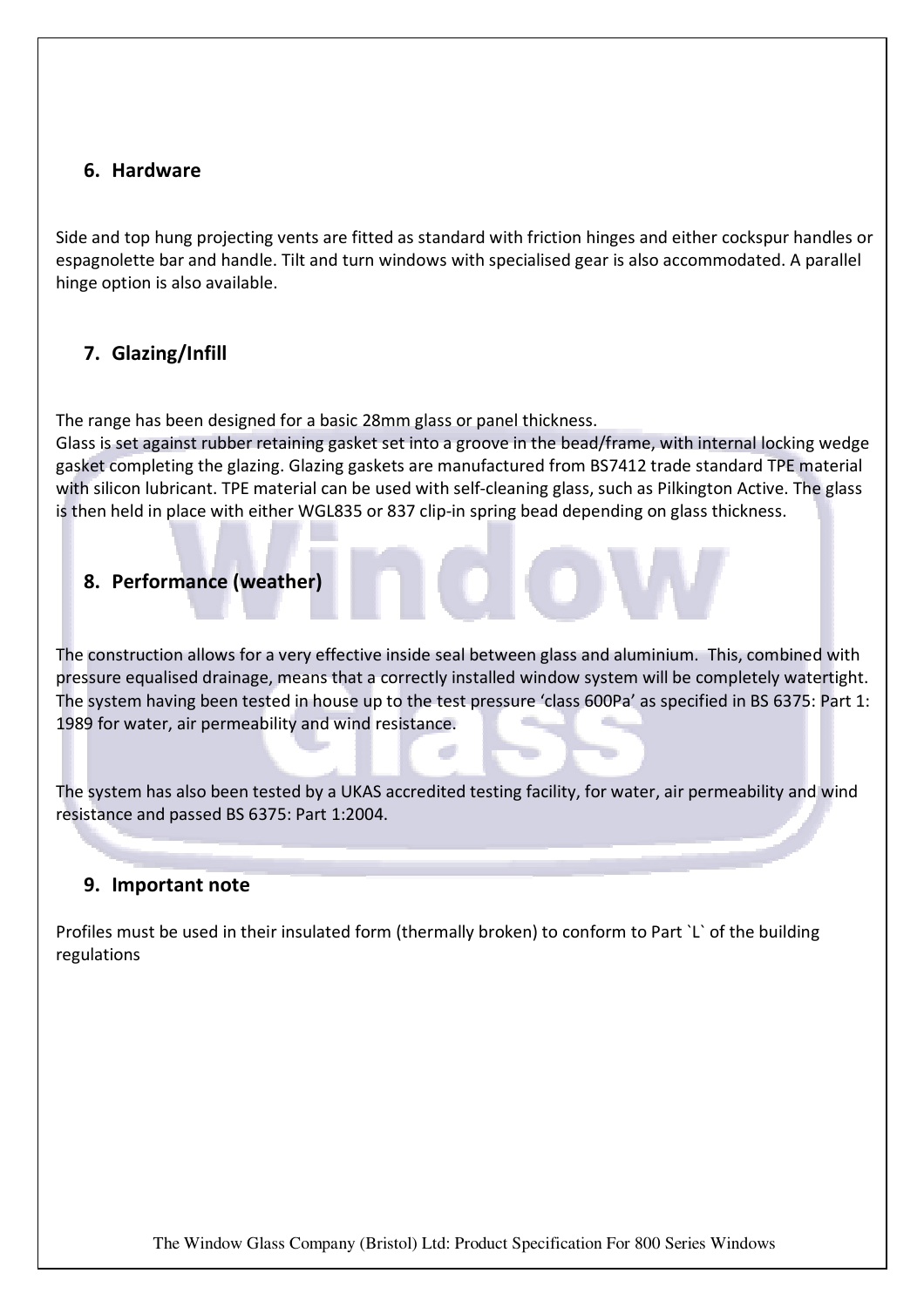## 6. Hardware

Side and top hung projecting vents are fitted as standard with friction hinges and either cockspur handles or espagnolette bar and handle. Tilt and turn windows with specialised gear is also accommodated. A parallel hinge option is also available.

## 7. Glazing/Infill

The range has been designed for a basic 28mm glass or panel thickness.
Glass is set against rubber retaining gasket set into a groove in the bead/frame, with internal locking wedge gasket completing the glazing. Glazing gaskets are manufactured from BS7412 trade standard TPE material with silicon lubricant. TPE material can be used with self-cleaning glass, such as Pilkington Active. The glass is then held in place with either WGL835 or 837 clip-in spring bead depending on glass thickness.

## 8. Performance (weather)

The construction allows for a very effective inside seal between glass and aluminium. This, combined with pressure equalised drainage, means that a correctly installed window system will be completely watertight. The system having been tested in house up to the test pressure 'class 600Pa' as specified in BS 6375: Part 1: 1989 for water, air permeability and wind resistance.

The system has also been tested by a UKAS accredited testing facility, for water, air permeability and wind resistance and passed BS 6375: Part 1:2004.

## 9. Important note

Profiles must be used in their insulated form (thermally broken) to conform to Part `L` of the building regulations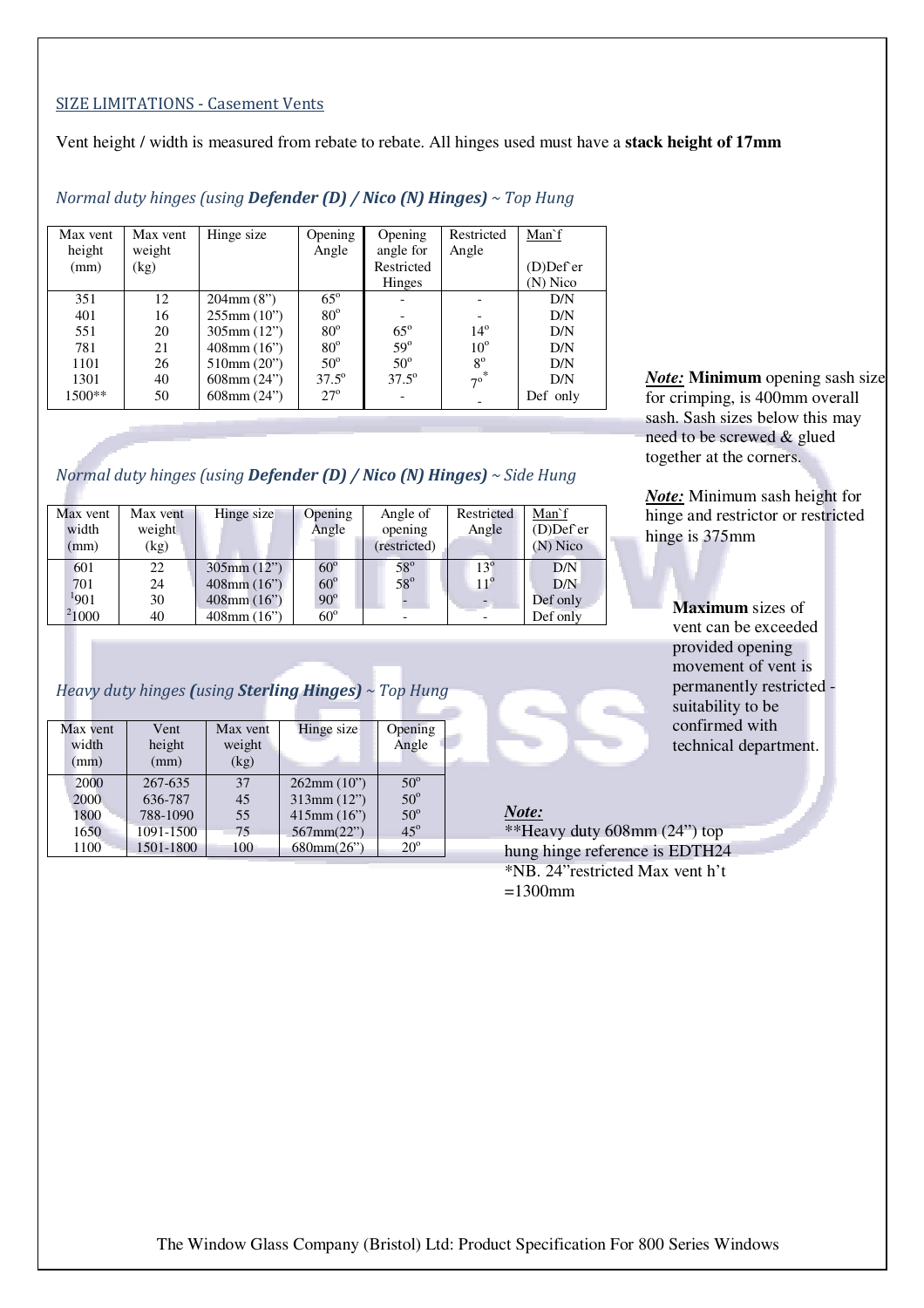## SIZE LIMITATIONS - Casement Vents

Vent height / width is measured from rebate to rebate. All hinges used must have a **stack height of 17mm**

### *Normal duty hinges (using **Defender (D) / Nico (N) Hinges**) ~ Top Hung*

| Max vent height (mm) | Max vent weight (kg) | Hinge size | Opening Angle | Opening angle for Restricted Hinges | Restricted Angle | Man`f (D)Def`er (N) Nico |
|---|---|---|---|---|---|---|
| 351 | 12 | 204mm (8") | 65° | - | - | D/N |
| 401 | 16 | 255mm (10") | 80° | - | - | D/N |
| 551 | 20 | 305mm (12") | 80° | 65° | 14° | D/N |
| 781 | 21 | 408mm (16") | 80° | 59° | 10° | D/N |
| 1101 | 26 | 510mm (20") | 50° | 50° | 8° | D/N |
| 1301 | 40 | 608mm (24") | 37.5° | 37.5° | 7°* | D/N |
| 1500** | 50 | 608mm (24") | 27° | - | - | Def only |

***Note:*** **Minimum** opening sash size for crimping, is 400mm overall sash. Sash sizes below this may need to be screwed & glued together at the corners.

***Note:*** Minimum sash height for hinge and restrictor or restricted hinge is 375mm

### *Normal duty hinges (using **Defender (D) / Nico (N) Hinges**) ~ Side Hung*

| Max vent width (mm) | Max vent weight (kg) | Hinge size | Opening Angle | Angle of opening (restricted) | Restricted Angle | Man`f (D)Def`er (N) Nico |
|---|---|---|---|---|---|---|
| 601 | 22 | 305mm (12") | 60° | 58° | 13° | D/N |
| 701 | 24 | 408mm (16") | 60° | 58° | 11° | D/N |
| [1]901 | 30 | 408mm (16") | 90° | - | - | Def only |
| [2]1000 | 40 | 408mm (16") | 60° | - | - | Def only |

**Maximum** sizes of vent can be exceeded provided opening movement of vent is permanently restricted - suitability to be confirmed with technical department.

### *Heavy duty hinges (using **Sterling Hinges**) ~ Top Hung*

| Max vent width (mm) | Vent height (mm) | Max vent weight (kg) | Hinge size | Opening Angle |
|---|---|---|---|---|
| 2000 | 267-635 | 37 | 262mm (10") | 50° |
| 2000 | 636-787 | 45 | 313mm (12") | 50° |
| 1800 | 788-1090 | 55 | 415mm (16") | 50° |
| 1650 | 1091-1500 | 75 | 567mm(22") | 45° |
| 1100 | 1501-1800 | 100 | 680mm(26") | 20° |

***Note:***
**Heavy duty 608mm (24") top hung hinge reference is EDTH24
*NB. 24"restricted Max vent h't =1300mm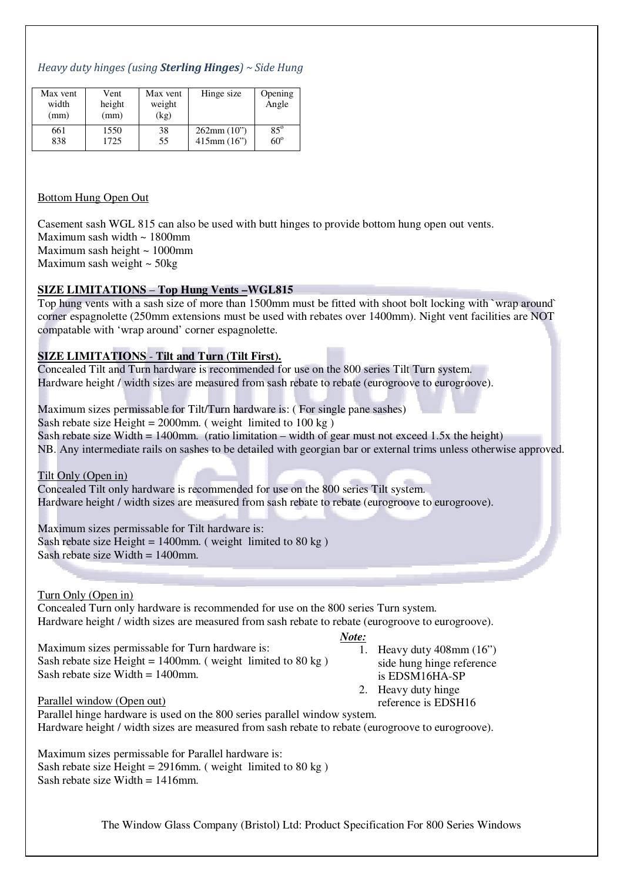*Heavy duty hinges (using **Sterling Hinges**) ~ Side Hung*

| Max vent width (mm) | Vent height (mm) | Max vent weight (kg) | Hinge size | Opening Angle |
|---|---|---|---|---|
| 661 | 1550 | 38 | 262mm (10") | 85° |
| 838 | 1725 | 55 | 415mm (16") | 60° |

<u>Bottom Hung Open Out</u>

Casement sash WGL 815 can also be used with butt hinges to provide bottom hung open out vents.
Maximum sash width ~ 1800mm
Maximum sash height ~ 1000mm
Maximum sash weight ~ 50kg

**<u>SIZE LIMITATIONS – Top Hung Vents –WGL815</u>**

Top hung vents with a sash size of more than 1500mm must be fitted with shoot bolt locking with `wrap around` corner espagnolette (250mm extensions must be used with rebates over 1400mm). Night vent facilities are NOT compatable with 'wrap around' corner espagnolette.

**<u>SIZE LIMITATIONS - Tilt and Turn (Tilt First).</u>**

Concealed Tilt and Turn hardware is recommended for use on the 800 series Tilt Turn system.
Hardware height / width sizes are measured from sash rebate to rebate (eurogroove to eurogroove).

Maximum sizes permissable for Tilt/Turn hardware is: ( For single pane sashes)
Sash rebate size Height = 2000mm. ( weight limited to 100 kg )
Sash rebate size Width = 1400mm. (ratio limitation – width of gear must not exceed 1.5x the height)
NB. Any intermediate rails on sashes to be detailed with georgian bar or external trims unless otherwise approved.

<u>Tilt Only (Open in)</u>

Concealed Tilt only hardware is recommended for use on the 800 series Tilt system.
Hardware height / width sizes are measured from sash rebate to rebate (eurogroove to eurogroove).

Maximum sizes permissable for Tilt hardware is:
Sash rebate size Height = 1400mm. ( weight limited to 80 kg )
Sash rebate size Width = 1400mm.

<u>Turn Only (Open in)</u>

Concealed Turn only hardware is recommended for use on the 800 series Turn system.
Hardware height / width sizes are measured from sash rebate to rebate (eurogroove to eurogroove).

Maximum sizes permissable for Turn hardware is:
Sash rebate size Height = 1400mm. ( weight limited to 80 kg )
Sash rebate size Width = 1400mm.

***<u>Note:</u>***

1. Heavy duty 408mm (16") side hung hinge reference is EDSM16HA-SP
2. Heavy duty hinge reference is EDSH16

<u>Parallel window (Open out)</u>

Parallel hinge hardware is used on the 800 series parallel window system.
Hardware height / width sizes are measured from sash rebate to rebate (eurogroove to eurogroove).

Maximum sizes permissable for Parallel hardware is:
Sash rebate size Height = 2916mm. ( weight limited to 80 kg )
Sash rebate size Width = 1416mm.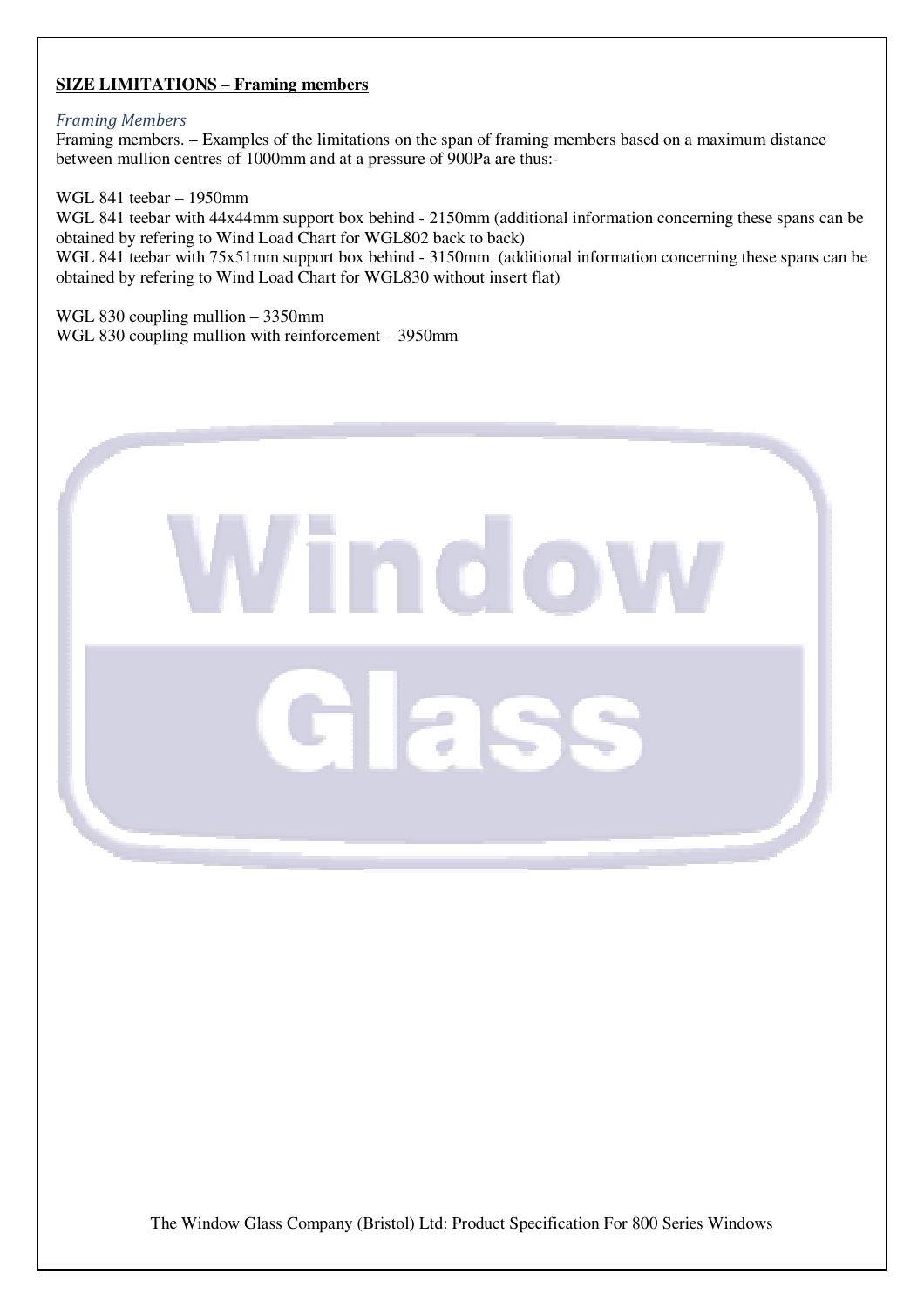**SIZE LIMITATIONS – Framing members**

*Framing Members*

Framing members. – Examples of the limitations on the span of framing members based on a maximum distance between mullion centres of 1000mm and at a pressure of 900Pa are thus:-

WGL 841 teebar – 1950mm
WGL 841 teebar with 44x44mm support box behind - 2150mm (additional information concerning these spans can be obtained by refering to Wind Load Chart for WGL802 back to back)
WGL 841 teebar with 75x51mm support box behind - 3150mm (additional information concerning these spans can be obtained by refering to Wind Load Chart for WGL830 without insert flat)

WGL 830 coupling mullion – 3350mm
WGL 830 coupling mullion with reinforcement – 3950mm